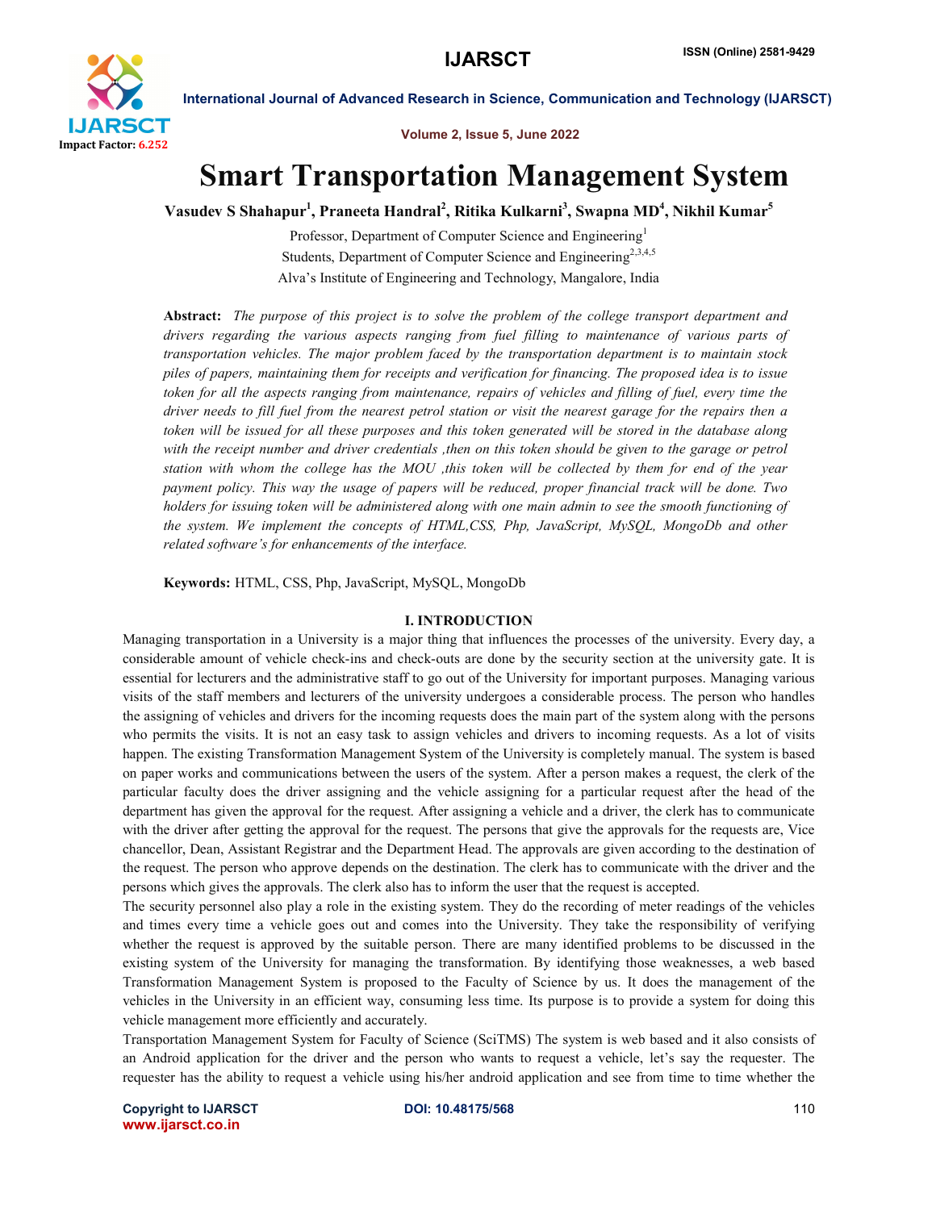# Smart Transportation Management System

**Vasudev S Shahapur[1], Praneeta Handral[2], Ritika Kulkarni[3], Swapna MD[4], Nikhil Kumar[5]**

Professor, Department of Computer Science and Engineering[1]

Students, Department of Computer Science and Engineering[2,3,4,5]

Alva's Institute of Engineering and Technology, Mangalore, India

**Abstract:** *The purpose of this project is to solve the problem of the college transport department and drivers regarding the various aspects ranging from fuel filling to maintenance of various parts of transportation vehicles. The major problem faced by the transportation department is to maintain stock piles of papers, maintaining them for receipts and verification for financing. The proposed idea is to issue token for all the aspects ranging from maintenance, repairs of vehicles and filling of fuel, every time the driver needs to fill fuel from the nearest petrol station or visit the nearest garage for the repairs then a token will be issued for all these purposes and this token generated will be stored in the database along with the receipt number and driver credentials ,then on this token should be given to the garage or petrol station with whom the college has the MOU ,this token will be collected by them for end of the year payment policy. This way the usage of papers will be reduced, proper financial track will be done. Two holders for issuing token will be administered along with one main admin to see the smooth functioning of the system. We implement the concepts of HTML,CSS, Php, JavaScript, MySQL, MongoDb and other related software's for enhancements of the interface.*

**Keywords:** HTML, CSS, Php, JavaScript, MySQL, MongoDb

## I. INTRODUCTION

Managing transportation in a University is a major thing that influences the processes of the university. Every day, a considerable amount of vehicle check-ins and check-outs are done by the security section at the university gate. It is essential for lecturers and the administrative staff to go out of the University for important purposes. Managing various visits of the staff members and lecturers of the university undergoes a considerable process. The person who handles the assigning of vehicles and drivers for the incoming requests does the main part of the system along with the persons who permits the visits. It is not an easy task to assign vehicles and drivers to incoming requests. As a lot of visits happen. The existing Transformation Management System of the University is completely manual. The system is based on paper works and communications between the users of the system. After a person makes a request, the clerk of the particular faculty does the driver assigning and the vehicle assigning for a particular request after the head of the department has given the approval for the request. After assigning a vehicle and a driver, the clerk has to communicate with the driver after getting the approval for the request. The persons that give the approvals for the requests are, Vice chancellor, Dean, Assistant Registrar and the Department Head. The approvals are given according to the destination of the request. The person who approve depends on the destination. The clerk has to communicate with the driver and the persons which gives the approvals. The clerk also has to inform the user that the request is accepted.

The security personnel also play a role in the existing system. They do the recording of meter readings of the vehicles and times every time a vehicle goes out and comes into the University. They take the responsibility of verifying whether the request is approved by the suitable person. There are many identified problems to be discussed in the existing system of the University for managing the transformation. By identifying those weaknesses, a web based Transformation Management System is proposed to the Faculty of Science by us. It does the management of the vehicles in the University in an efficient way, consuming less time. Its purpose is to provide a system for doing this vehicle management more efficiently and accurately.

Transportation Management System for Faculty of Science (SciTMS) The system is web based and it also consists of an Android application for the driver and the person who wants to request a vehicle, let's say the requester. The requester has the ability to request a vehicle using his/her android application and see from time to time whether the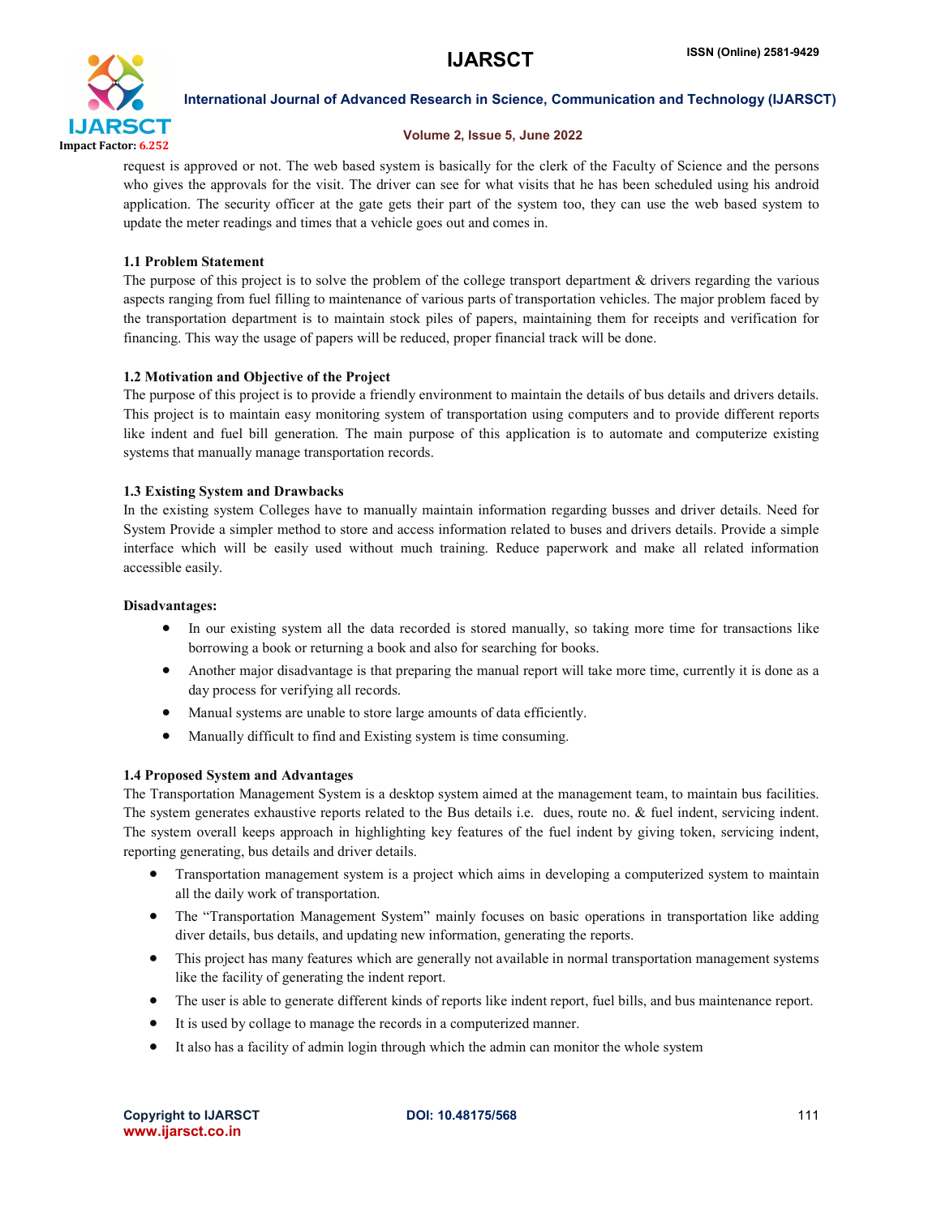request is approved or not. The web based system is basically for the clerk of the Faculty of Science and the persons who gives the approvals for the visit. The driver can see for what visits that he has been scheduled using his android application. The security officer at the gate gets their part of the system too, they can use the web based system to update the meter readings and times that a vehicle goes out and comes in.

### 1.1 Problem Statement

The purpose of this project is to solve the problem of the college transport department & drivers regarding the various aspects ranging from fuel filling to maintenance of various parts of transportation vehicles. The major problem faced by the transportation department is to maintain stock piles of papers, maintaining them for receipts and verification for financing. This way the usage of papers will be reduced, proper financial track will be done.

### 1.2 Motivation and Objective of the Project

The purpose of this project is to provide a friendly environment to maintain the details of bus details and drivers details. This project is to maintain easy monitoring system of transportation using computers and to provide different reports like indent and fuel bill generation. The main purpose of this application is to automate and computerize existing systems that manually manage transportation records.

### 1.3 Existing System and Drawbacks

In the existing system Colleges have to manually maintain information regarding busses and driver details. Need for System Provide a simpler method to store and access information related to buses and drivers details. Provide a simple interface which will be easily used without much training. Reduce paperwork and make all related information accessible easily.

**Disadvantages:**

- In our existing system all the data recorded is stored manually, so taking more time for transactions like borrowing a book or returning a book and also for searching for books.
- Another major disadvantage is that preparing the manual report will take more time, currently it is done as a day process for verifying all records.
- Manual systems are unable to store large amounts of data efficiently.
- Manually difficult to find and Existing system is time consuming.

### 1.4 Proposed System and Advantages

The Transportation Management System is a desktop system aimed at the management team, to maintain bus facilities. The system generates exhaustive reports related to the Bus details i.e. dues, route no. & fuel indent, servicing indent. The system overall keeps approach in highlighting key features of the fuel indent by giving token, servicing indent, reporting generating, bus details and driver details.

- Transportation management system is a project which aims in developing a computerized system to maintain all the daily work of transportation.
- The "Transportation Management System" mainly focuses on basic operations in transportation like adding diver details, bus details, and updating new information, generating the reports.
- This project has many features which are generally not available in normal transportation management systems like the facility of generating the indent report.
- The user is able to generate different kinds of reports like indent report, fuel bills, and bus maintenance report.
- It is used by collage to manage the records in a computerized manner.
- It also has a facility of admin login through which the admin can monitor the whole system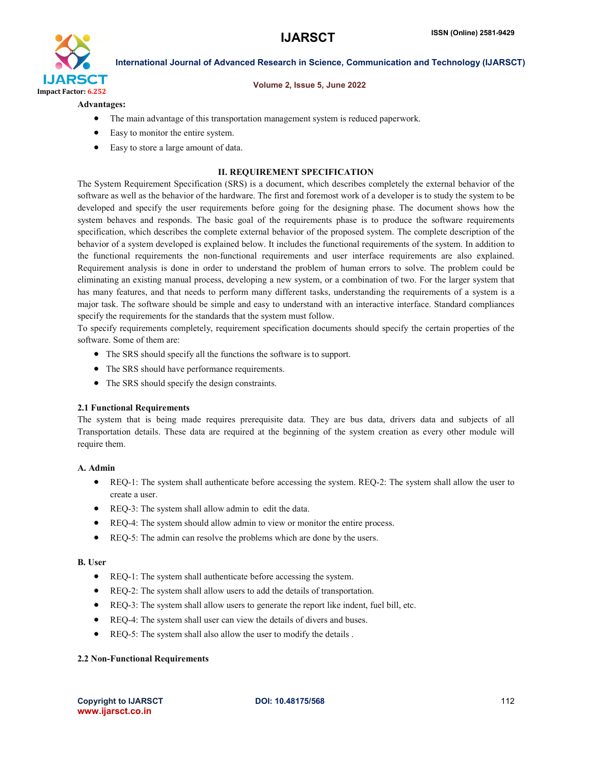**Advantages:**

- The main advantage of this transportation management system is reduced paperwork.
- Easy to monitor the entire system.
- Easy to store a large amount of data.

## II. REQUIREMENT SPECIFICATION

The System Requirement Specification (SRS) is a document, which describes completely the external behavior of the software as well as the behavior of the hardware. The first and foremost work of a developer is to study the system to be developed and specify the user requirements before going for the designing phase. The document shows how the system behaves and responds. The basic goal of the requirements phase is to produce the software requirements specification, which describes the complete external behavior of the proposed system. The complete description of the behavior of a system developed is explained below. It includes the functional requirements of the system. In addition to the functional requirements the non-functional requirements and user interface requirements are also explained. Requirement analysis is done in order to understand the problem of human errors to solve. The problem could be eliminating an existing manual process, developing a new system, or a combination of two. For the larger system that has many features, and that needs to perform many different tasks, understanding the requirements of a system is a major task. The software should be simple and easy to understand with an interactive interface. Standard compliances specify the requirements for the standards that the system must follow.

To specify requirements completely, requirement specification documents should specify the certain properties of the software. Some of them are:

- The SRS should specify all the functions the software is to support.
- The SRS should have performance requirements.
- The SRS should specify the design constraints.

### 2.1 Functional Requirements

The system that is being made requires prerequisite data. They are bus data, drivers data and subjects of all Transportation details. These data are required at the beginning of the system creation as every other module will require them.

#### A. Admin

- REQ-1: The system shall authenticate before accessing the system. REQ-2: The system shall allow the user to create a user.
- REQ-3: The system shall allow admin to edit the data.
- REQ-4: The system should allow admin to view or monitor the entire process.
- REQ-5: The admin can resolve the problems which are done by the users.

#### B. User

- REQ-1: The system shall authenticate before accessing the system.
- REQ-2: The system shall allow users to add the details of transportation.
- REQ-3: The system shall allow users to generate the report like indent, fuel bill, etc.
- REQ-4: The system shall user can view the details of divers and buses.
- REQ-5: The system shall also allow the user to modify the details .

### 2.2 Non-Functional Requirements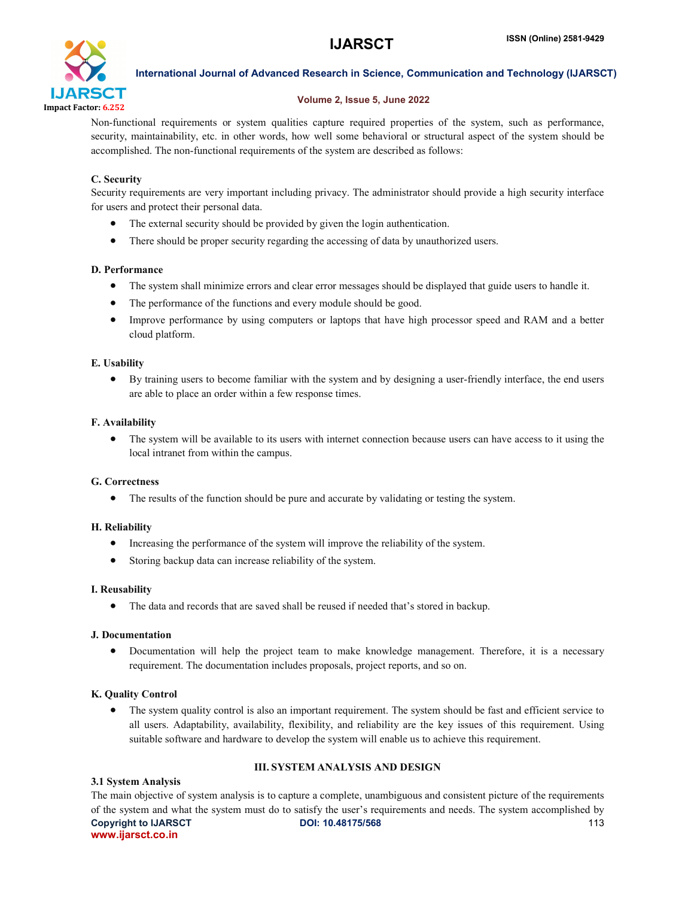Non-functional requirements or system qualities capture required properties of the system, such as performance, security, maintainability, etc. in other words, how well some behavioral or structural aspect of the system should be accomplished. The non-functional requirements of the system are described as follows:

### C. Security

Security requirements are very important including privacy. The administrator should provide a high security interface for users and protect their personal data.

- The external security should be provided by given the login authentication.
- There should be proper security regarding the accessing of data by unauthorized users.

### D. Performance

- The system shall minimize errors and clear error messages should be displayed that guide users to handle it.
- The performance of the functions and every module should be good.
- Improve performance by using computers or laptops that have high processor speed and RAM and a better cloud platform.

### E. Usability

- By training users to become familiar with the system and by designing a user-friendly interface, the end users are able to place an order within a few response times.

### F. Availability

- The system will be available to its users with internet connection because users can have access to it using the local intranet from within the campus.

### G. Correctness

- The results of the function should be pure and accurate by validating or testing the system.

### H. Reliability

- Increasing the performance of the system will improve the reliability of the system.
- Storing backup data can increase reliability of the system.

### I. Reusability

- The data and records that are saved shall be reused if needed that's stored in backup.

### J. Documentation

- Documentation will help the project team to make knowledge management. Therefore, it is a necessary requirement. The documentation includes proposals, project reports, and so on.

### K. Quality Control

- The system quality control is also an important requirement. The system should be fast and efficient service to all users. Adaptability, availability, flexibility, and reliability are the key issues of this requirement. Using suitable software and hardware to develop the system will enable us to achieve this requirement.

## III. SYSTEM ANALYSIS AND DESIGN

### 3.1 System Analysis

The main objective of system analysis is to capture a complete, unambiguous and consistent picture of the requirements of the system and what the system must do to satisfy the user's requirements and needs. The system accomplished by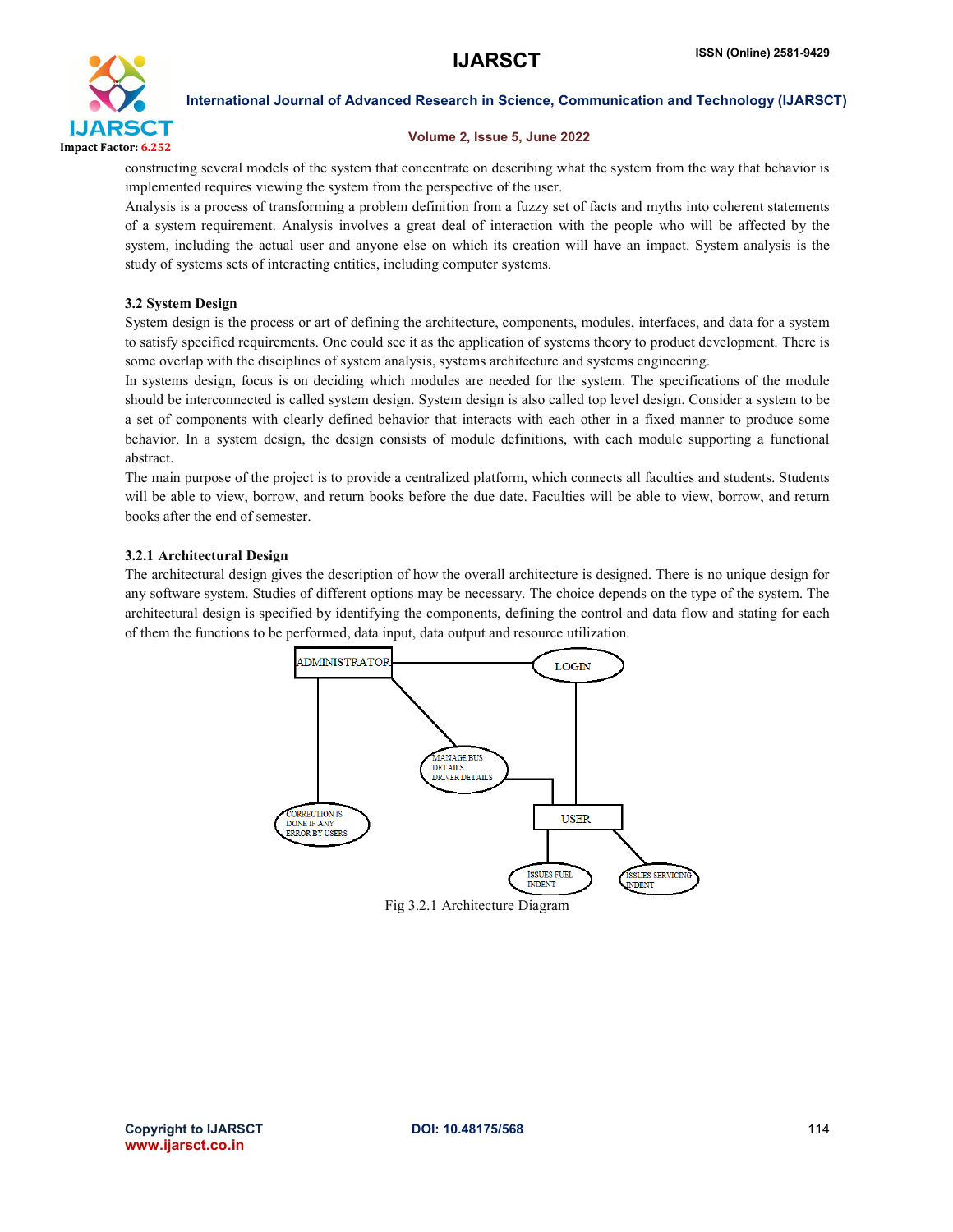constructing several models of the system that concentrate on describing what the system from the way that behavior is implemented requires viewing the system from the perspective of the user.

Analysis is a process of transforming a problem definition from a fuzzy set of facts and myths into coherent statements of a system requirement. Analysis involves a great deal of interaction with the people who will be affected by the system, including the actual user and anyone else on which its creation will have an impact. System analysis is the study of systems sets of interacting entities, including computer systems.

### 3.2 System Design

System design is the process or art of defining the architecture, components, modules, interfaces, and data for a system to satisfy specified requirements. One could see it as the application of systems theory to product development. There is some overlap with the disciplines of system analysis, systems architecture and systems engineering.

In systems design, focus is on deciding which modules are needed for the system. The specifications of the module should be interconnected is called system design. System design is also called top level design. Consider a system to be a set of components with clearly defined behavior that interacts with each other in a fixed manner to produce some behavior. In a system design, the design consists of module definitions, with each module supporting a functional abstract.

The main purpose of the project is to provide a centralized platform, which connects all faculties and students. Students will be able to view, borrow, and return books before the due date. Faculties will be able to view, borrow, and return books after the end of semester.

#### 3.2.1 Architectural Design

The architectural design gives the description of how the overall architecture is designed. There is no unique design for any software system. Studies of different options may be necessary. The choice depends on the type of the system. The architectural design is specified by identifying the components, defining the control and data flow and stating for each of them the functions to be performed, data input, data output and resource utilization.

Fig 3.2.1 Architecture Diagram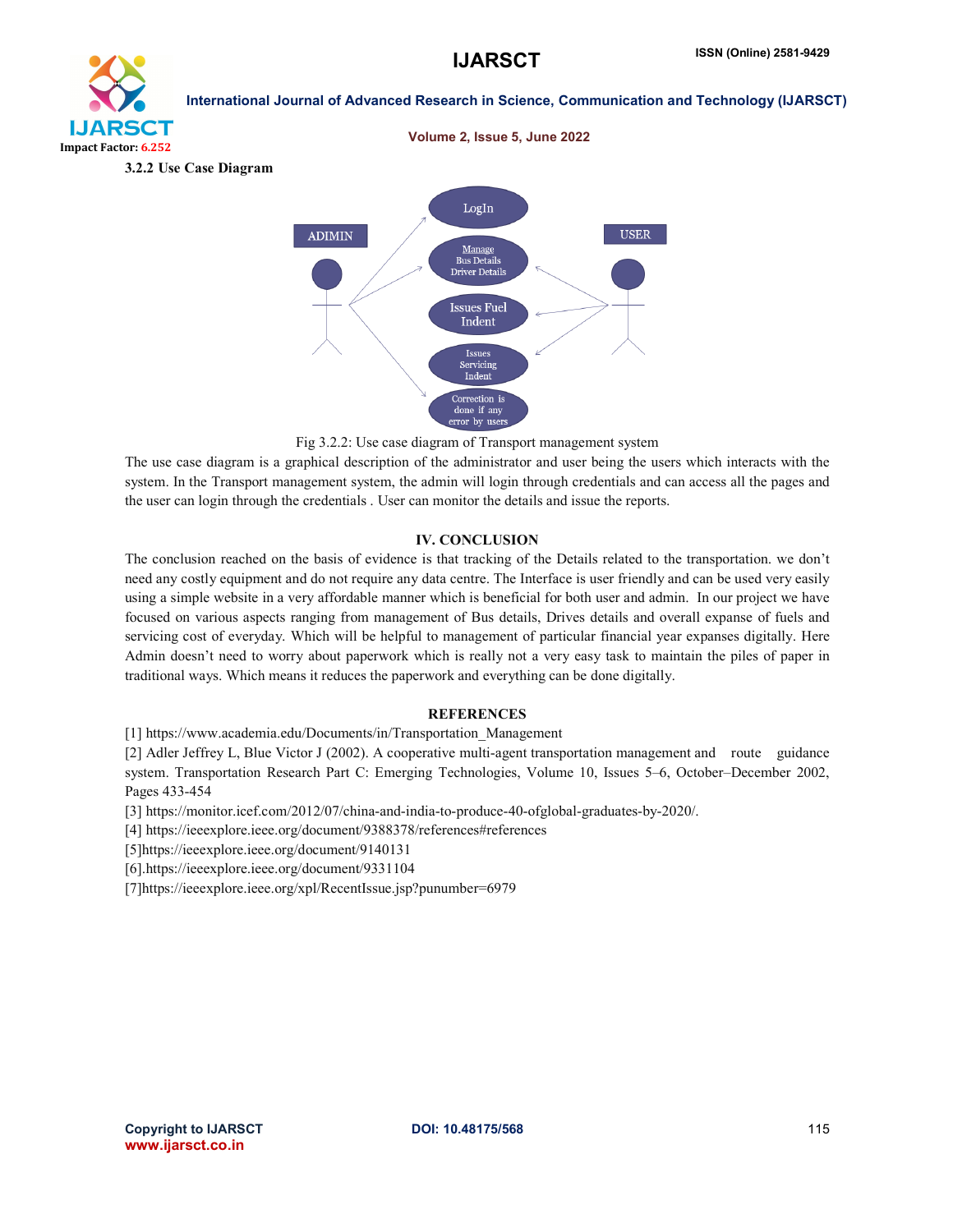### 3.2.2 Use Case Diagram

ADIMIN

USER

LogIn

Manage Bus Details Driver Details

Issues Fuel Indent

Issues Servicing Indent

Correction is done if any error by users

Fig 3.2.2: Use case diagram of Transport management system

The use case diagram is a graphical description of the administrator and user being the users which interacts with the system. In the Transport management system, the admin will login through credentials and can access all the pages and the user can login through the credentials . User can monitor the details and issue the reports.

## IV. CONCLUSION

The conclusion reached on the basis of evidence is that tracking of the Details related to the transportation. we don't need any costly equipment and do not require any data centre. The Interface is user friendly and can be used very easily using a simple website in a very affordable manner which is beneficial for both user and admin. In our project we have focused on various aspects ranging from management of Bus details, Drives details and overall expanse of fuels and servicing cost of everyday. Which will be helpful to management of particular financial year expanses digitally. Here Admin doesn't need to worry about paperwork which is really not a very easy task to maintain the piles of paper in traditional ways. Which means it reduces the paperwork and everything can be done digitally.

## REFERENCES

[1] https://www.academia.edu/Documents/in/Transportation_Management

[2] Adler Jeffrey L, Blue Victor J (2002). A cooperative multi-agent transportation management and route guidance system. Transportation Research Part C: Emerging Technologies, Volume 10, Issues 5–6, October–December 2002, Pages 433-454

[3] https://monitor.icef.com/2012/07/china-and-india-to-produce-40-ofglobal-graduates-by-2020/.

[4] https://ieeexplore.ieee.org/document/9388378/references#references

[5]https://ieeexplore.ieee.org/document/9140131

[6].https://ieeexplore.ieee.org/document/9331104

[7]https://ieeexplore.ieee.org/xpl/RecentIssue.jsp?punumber=6979